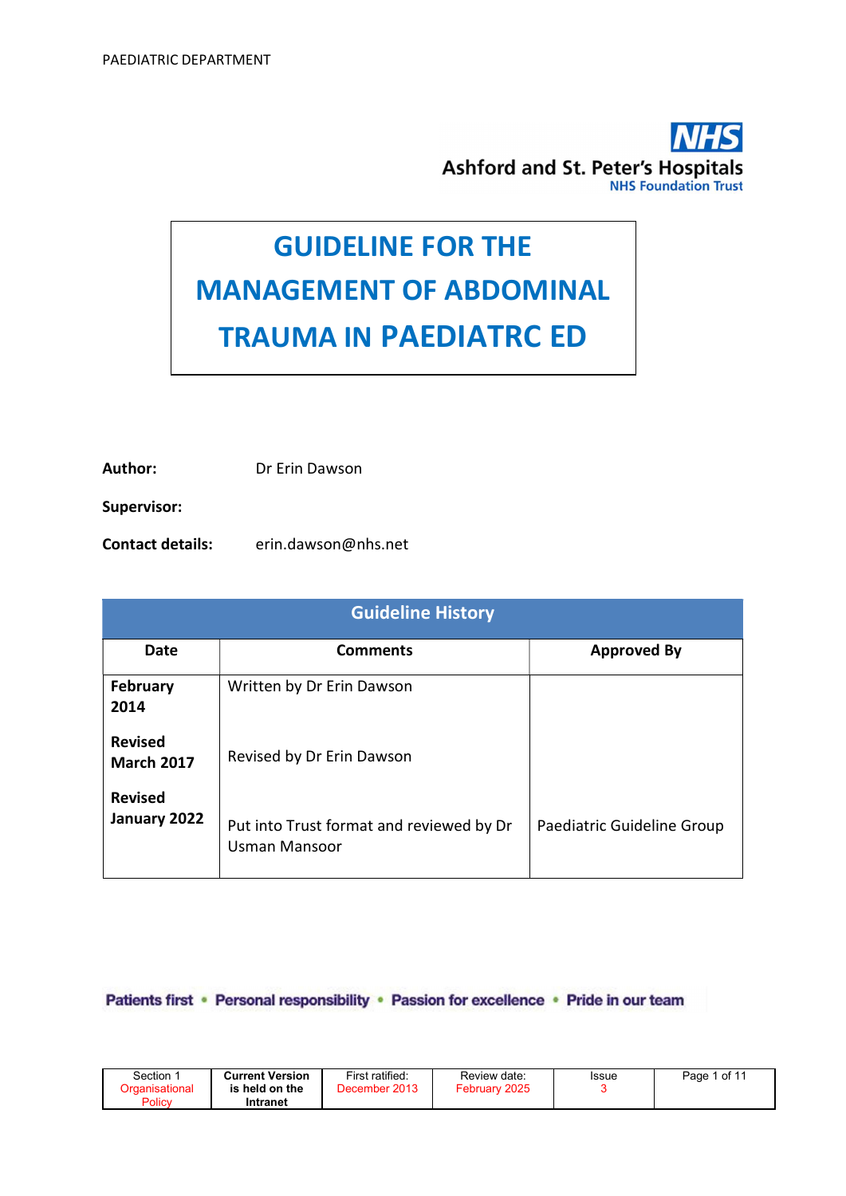PAEDIATRIC DEPARTMENT

Ashford and St. Peter's Hospitals
NHS Foundation Trust

# GUIDELINE FOR THE MANAGEMENT OF ABDOMINAL TRAUMA IN PAEDIATRC ED

**Author:** Dr Erin Dawson

**Supervisor:**

**Contact details:** erin.dawson@nhs.net

| Guideline History | | |
|---|---|---|
| **Date** | **Comments** | **Approved By** |
| **February 2014** | Written by Dr Erin Dawson | |
| **Revised March 2017** | Revised by Dr Erin Dawson | |
| **Revised January 2022** | Put into Trust format and reviewed by Dr Usman Mansoor | Paediatric Guideline Group |

Patients first • Personal responsibility • Passion for excellence • Pride in our team

| Section 1 Organisational Policy | Current Version is held on the Intranet | First ratified: December 2013 | Review date: February 2025 | Issue 3 |
|---|---|---|---|---|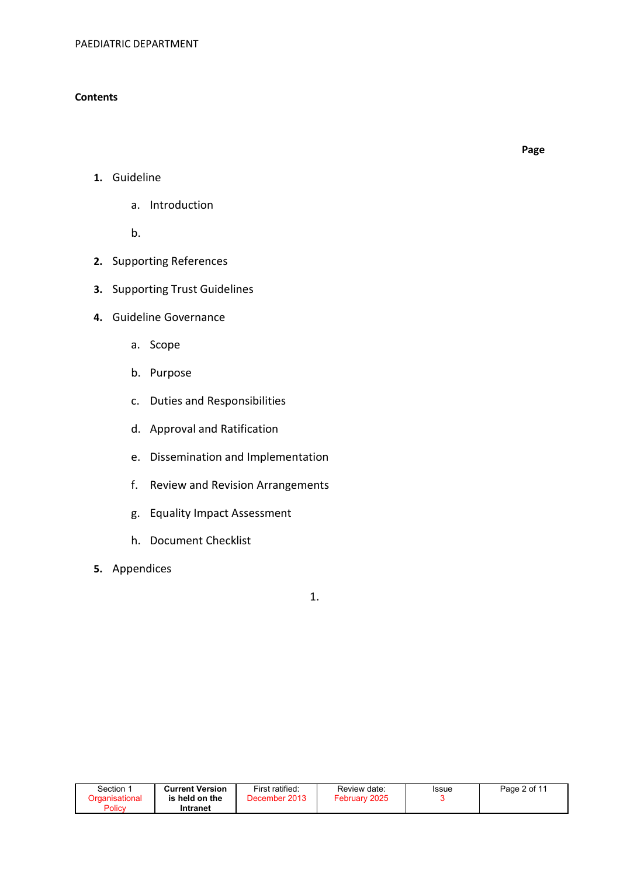**Contents**

**Page**

1. Guideline
    - a. Introduction
    - b.
2. Supporting References
3. Supporting Trust Guidelines
4. Guideline Governance
    - a. Scope
    - b. Purpose
    - c. Duties and Responsibilities
    - d. Approval and Ratification
    - e. Dissemination and Implementation
    - f. Review and Revision Arrangements
    - g. Equality Impact Assessment
    - h. Document Checklist
5. Appendices

1.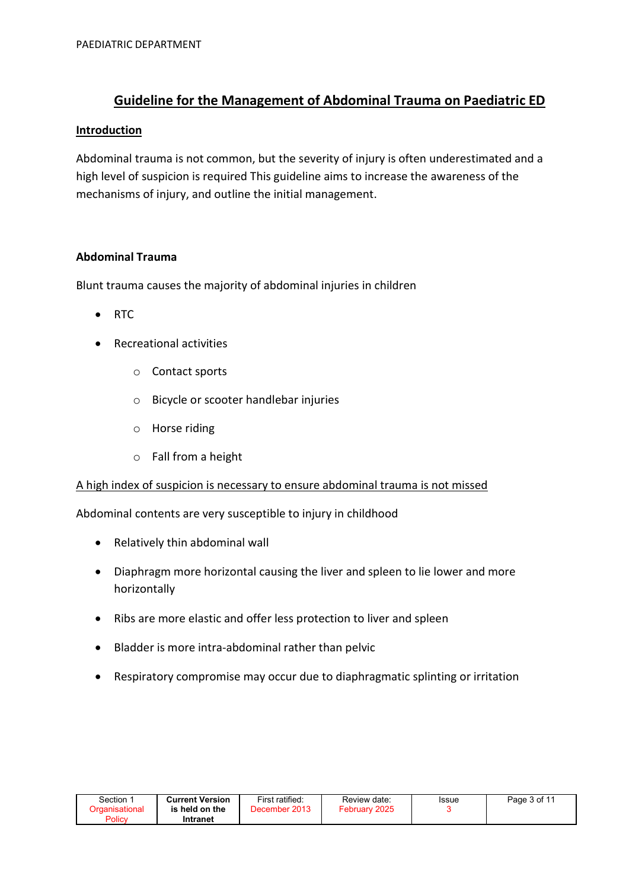# Guideline for the Management of Abdominal Trauma on Paediatric ED

## Introduction

Abdominal trauma is not common, but the severity of injury is often underestimated and a high level of suspicion is required This guideline aims to increase the awareness of the mechanisms of injury, and outline the initial management.

### Abdominal Trauma

Blunt trauma causes the majority of abdominal injuries in children

- RTC
- Recreational activities
    - Contact sports
    - Bicycle or scooter handlebar injuries
    - Horse riding
    - Fall from a height

A high index of suspicion is necessary to ensure abdominal trauma is not missed

Abdominal contents are very susceptible to injury in childhood

- Relatively thin abdominal wall
- Diaphragm more horizontal causing the liver and spleen to lie lower and more horizontally
- Ribs are more elastic and offer less protection to liver and spleen
- Bladder is more intra-abdominal rather than pelvic
- Respiratory compromise may occur due to diaphragmatic splinting or irritation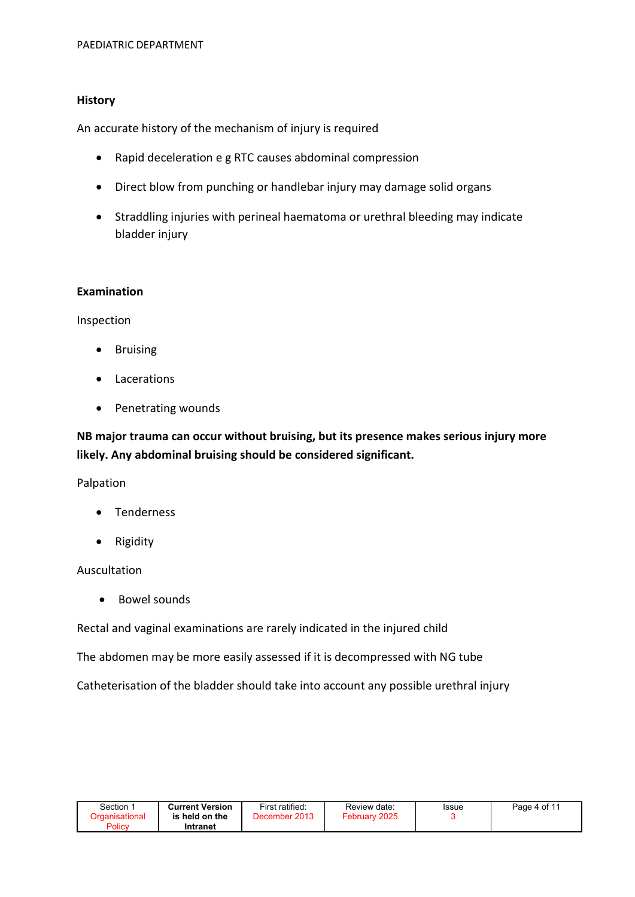## History

An accurate history of the mechanism of injury is required

- Rapid deceleration e g RTC causes abdominal compression
- Direct blow from punching or handlebar injury may damage solid organs
- Straddling injuries with perineal haematoma or urethral bleeding may indicate bladder injury

## Examination

Inspection

- Bruising
- Lacerations
- Penetrating wounds

**NB major trauma can occur without bruising, but its presence makes serious injury more likely. Any abdominal bruising should be considered significant.**

Palpation

- Tenderness
- Rigidity

Auscultation

- Bowel sounds

Rectal and vaginal examinations are rarely indicated in the injured child

The abdomen may be more easily assessed if it is decompressed with NG tube

Catheterisation of the bladder should take into account any possible urethral injury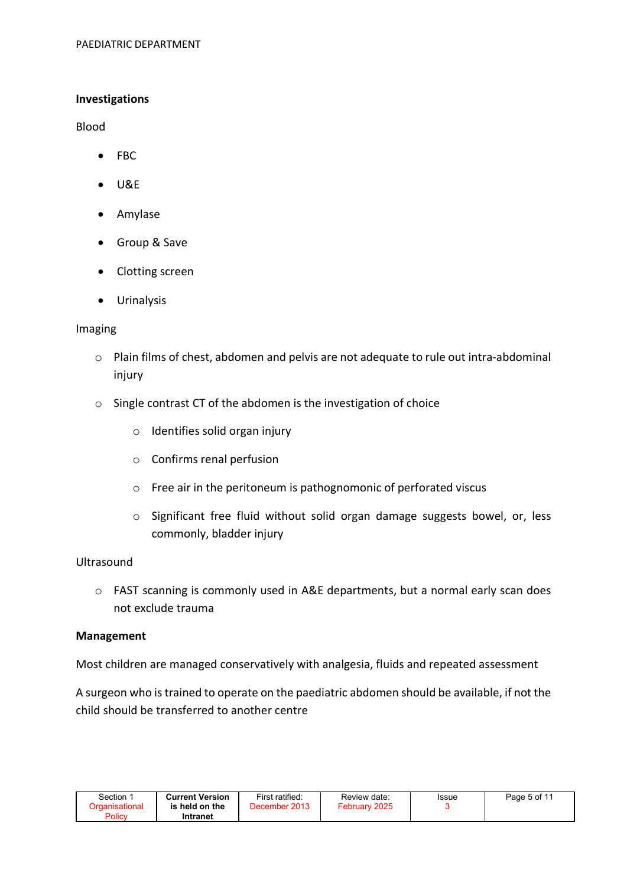**Investigations**

Blood

- FBC
- U&E
- Amylase
- Group & Save
- Clotting screen
- Urinalysis

Imaging

- Plain films of chest, abdomen and pelvis are not adequate to rule out intra-abdominal injury
- Single contrast CT of the abdomen is the investigation of choice
    - Identifies solid organ injury
    - Confirms renal perfusion
    - Free air in the peritoneum is pathognomonic of perforated viscus
    - Significant free fluid without solid organ damage suggests bowel, or, less commonly, bladder injury

Ultrasound

- FAST scanning is commonly used in A&E departments, but a normal early scan does not exclude trauma

**Management**

Most children are managed conservatively with analgesia, fluids and repeated assessment

A surgeon who is trained to operate on the paediatric abdomen should be available, if not the child should be transferred to another centre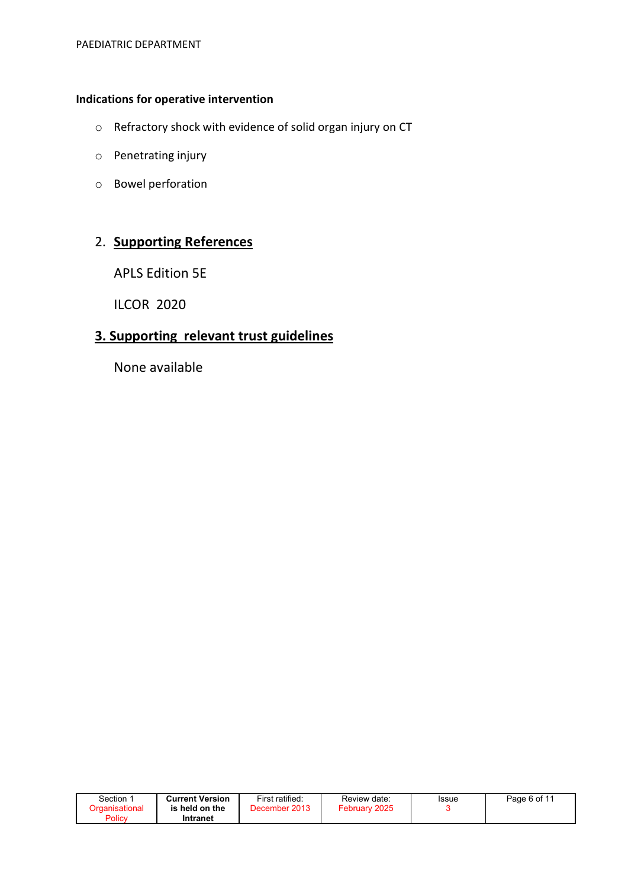**Indications for operative intervention**

- Refractory shock with evidence of solid organ injury on CT
- Penetrating injury
- Bowel perforation

## 2. Supporting References

APLS Edition 5E

ILCOR 2020

## 3. Supporting relevant trust guidelines

None available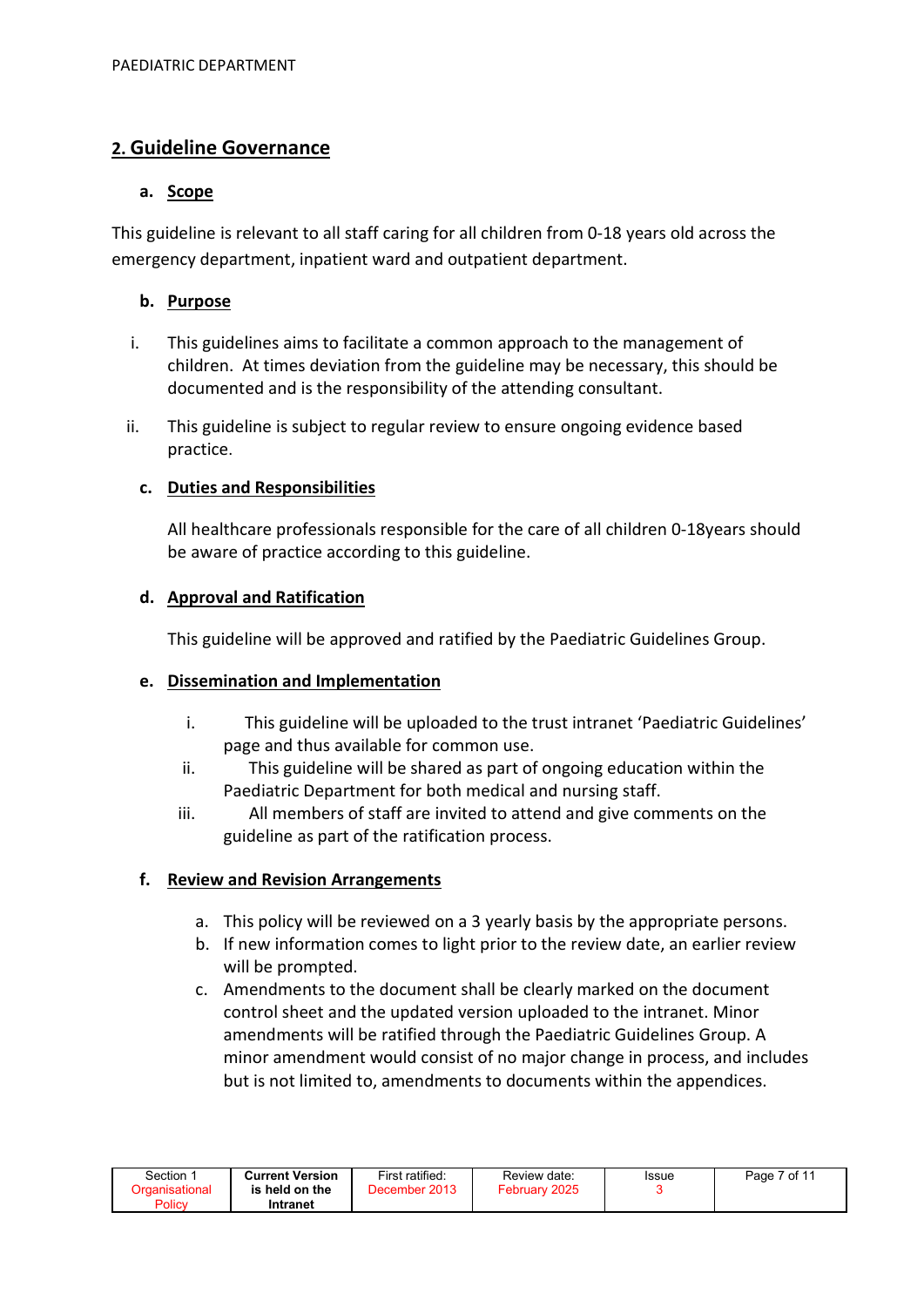## 2. Guideline Governance

### a. Scope

This guideline is relevant to all staff caring for all children from 0-18 years old across the emergency department, inpatient ward and outpatient department.

### b. Purpose

i. This guidelines aims to facilitate a common approach to the management of children. At times deviation from the guideline may be necessary, this should be documented and is the responsibility of the attending consultant.

ii. This guideline is subject to regular review to ensure ongoing evidence based practice.

### c. Duties and Responsibilities

All healthcare professionals responsible for the care of all children 0-18years should be aware of practice according to this guideline.

### d. Approval and Ratification

This guideline will be approved and ratified by the Paediatric Guidelines Group.

### e. Dissemination and Implementation

i. This guideline will be uploaded to the trust intranet 'Paediatric Guidelines' page and thus available for common use.
ii. This guideline will be shared as part of ongoing education within the Paediatric Department for both medical and nursing staff.
iii. All members of staff are invited to attend and give comments on the guideline as part of the ratification process.

### f. Review and Revision Arrangements

a. This policy will be reviewed on a 3 yearly basis by the appropriate persons.
b. If new information comes to light prior to the review date, an earlier review will be prompted.
c. Amendments to the document shall be clearly marked on the document control sheet and the updated version uploaded to the intranet. Minor amendments will be ratified through the Paediatric Guidelines Group. A minor amendment would consist of no major change in process, and includes but is not limited to, amendments to documents within the appendices.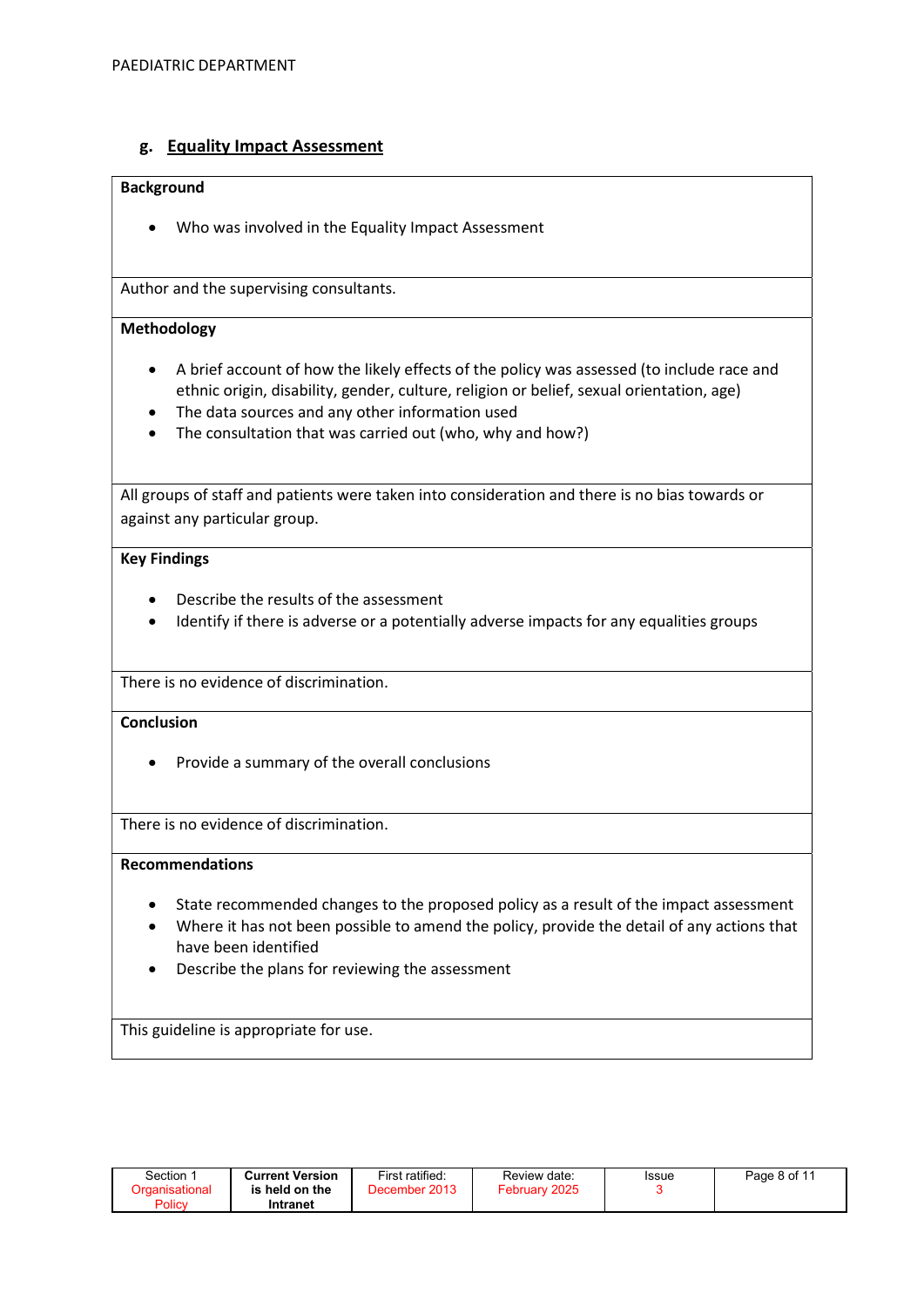## g. Equality Impact Assessment

| **Background**<br><br>• Who was involved in the Equality Impact Assessment |
|---|
| Author and the supervising consultants. |
| **Methodology**<br><br>• A brief account of how the likely effects of the policy was assessed (to include race and ethnic origin, disability, gender, culture, religion or belief, sexual orientation, age)<br>• The data sources and any other information used<br>• The consultation that was carried out (who, why and how?) |
| All groups of staff and patients were taken into consideration and there is no bias towards or against any particular group. |
| **Key Findings**<br><br>• Describe the results of the assessment<br>• Identify if there is adverse or a potentially adverse impacts for any equalities groups |
| There is no evidence of discrimination. |
| **Conclusion**<br><br>• Provide a summary of the overall conclusions |
| There is no evidence of discrimination. |
| **Recommendations**<br><br>• State recommended changes to the proposed policy as a result of the impact assessment<br>• Where it has not been possible to amend the policy, provide the detail of any actions that have been identified<br>• Describe the plans for reviewing the assessment |
| This guideline is appropriate for use. |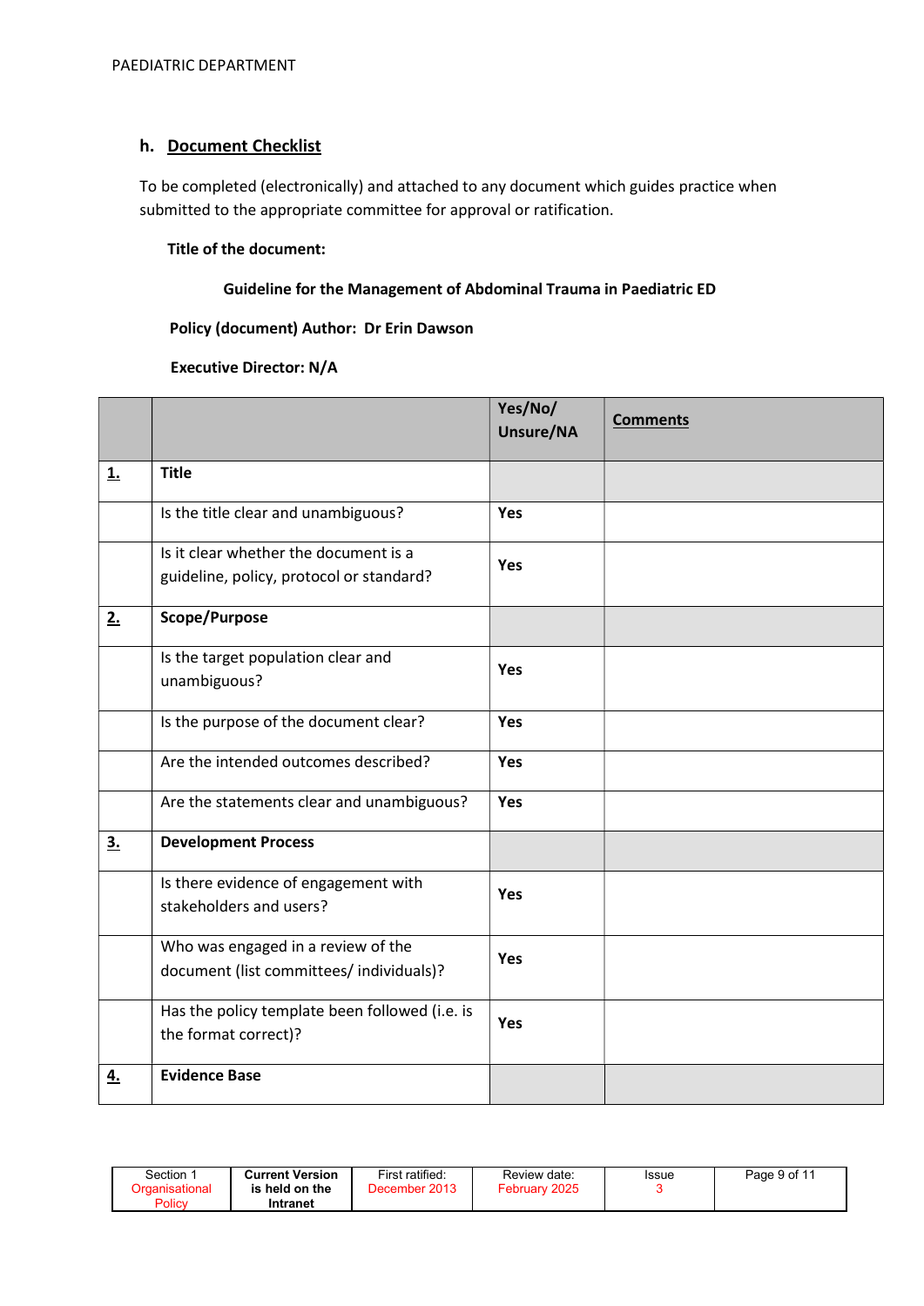## h. Document Checklist

To be completed (electronically) and attached to any document which guides practice when submitted to the appropriate committee for approval or ratification.

**Title of the document:**

**Guideline for the Management of Abdominal Trauma in Paediatric ED**

**Policy (document) Author: Dr Erin Dawson**

**Executive Director: N/A**

| | | Yes/No/ Unsure/NA | Comments |
|---|---|---|---|
| **1.** | **Title** | | |
| | Is the title clear and unambiguous? | **Yes** | |
| | Is it clear whether the document is a guideline, policy, protocol or standard? | **Yes** | |
| **2.** | **Scope/Purpose** | | |
| | Is the target population clear and unambiguous? | **Yes** | |
| | Is the purpose of the document clear? | **Yes** | |
| | Are the intended outcomes described? | **Yes** | |
| | Are the statements clear and unambiguous? | **Yes** | |
| **3.** | **Development Process** | | |
| | Is there evidence of engagement with stakeholders and users? | **Yes** | |
| | Who was engaged in a review of the document (list committees/ individuals)? | **Yes** | |
| | Has the policy template been followed (i.e. is the format correct)? | **Yes** | |
| **4.** | **Evidence Base** | | |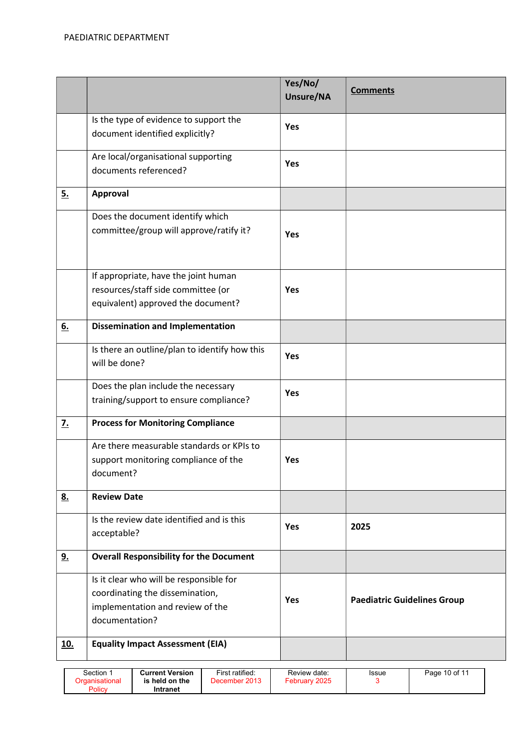| | | Yes/No/ Unsure/NA | Comments |
|---|---|---|---|
| | Is the type of evidence to support the document identified explicitly? | **Yes** | |
| | Are local/organisational supporting documents referenced? | **Yes** | |
| **5.** | **Approval** | | |
| | Does the document identify which committee/group will approve/ratify it? | **Yes** | |
| | If appropriate, have the joint human resources/staff side committee (or equivalent) approved the document? | **Yes** | |
| **6.** | **Dissemination and Implementation** | | |
| | Is there an outline/plan to identify how this will be done? | **Yes** | |
| | Does the plan include the necessary training/support to ensure compliance? | **Yes** | |
| **7.** | **Process for Monitoring Compliance** | | |
| | Are there measurable standards or KPIs to support monitoring compliance of the document? | **Yes** | |
| **8.** | **Review Date** | | |
| | Is the review date identified and is this acceptable? | **Yes** | **2025** |
| **9.** | **Overall Responsibility for the Document** | | |
| | Is it clear who will be responsible for coordinating the dissemination, implementation and review of the documentation? | **Yes** | **Paediatric Guidelines Group** |
| **10.** | **Equality Impact Assessment (EIA)** | | |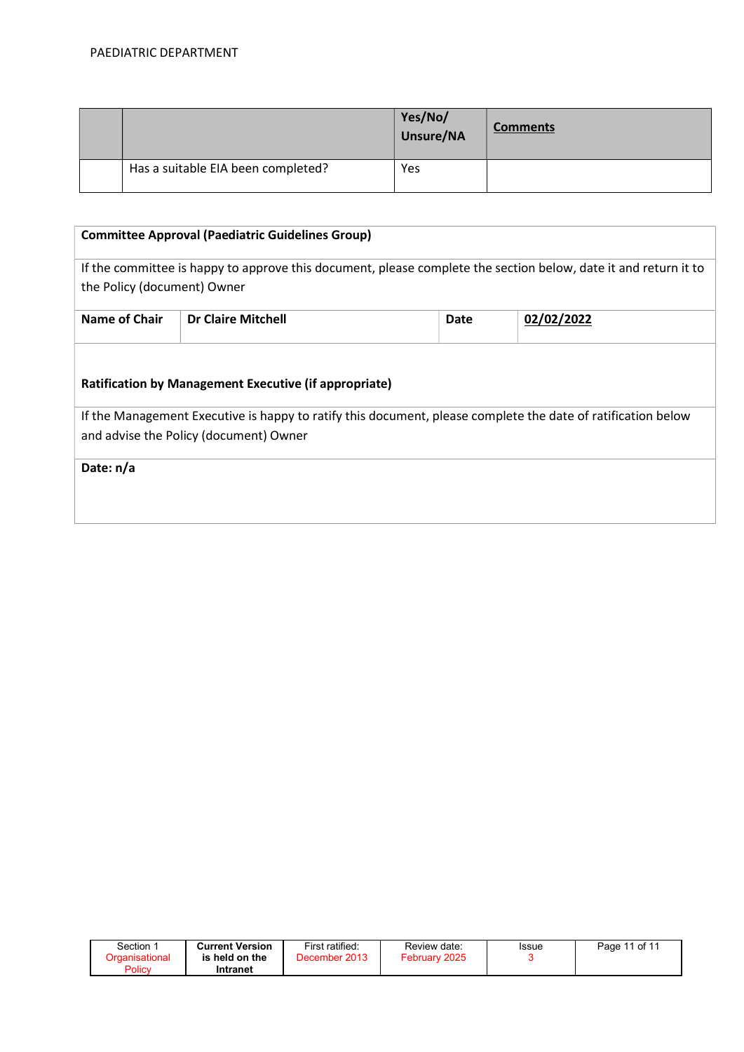| | | Yes/No/ Unsure/NA | **Comments** |
|---|---|---|---|
| | Has a suitable EIA been completed? | Yes | |

| **Committee Approval (Paediatric Guidelines Group)** | | | |
|---|---|---|---|
| If the committee is happy to approve this document, please complete the section below, date it and return it to the Policy (document) Owner | | | |
| **Name of Chair** | **Dr Claire Mitchell** | **Date** | **02/02/2022** |

| **Ratification by Management Executive (if appropriate)** |
|---|
| If the Management Executive is happy to ratify this document, please complete the date of ratification below and advise the Policy (document) Owner |
| **Date: n/a** |